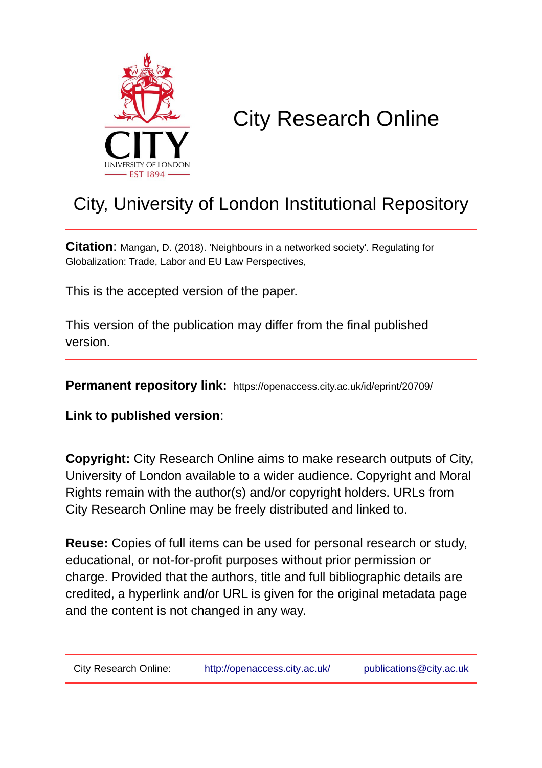# City Research Online

## City, University of London Institutional Repository

**Citation**: Mangan, D. (2018). 'Neighbours in a networked society'. Regulating for Globalization: Trade, Labor and EU Law Perspectives,

This is the accepted version of the paper.

This version of the publication may differ from the final published version.

**Permanent repository link:** https://openaccess.city.ac.uk/id/eprint/20709/

**Link to published version**:

**Copyright:** City Research Online aims to make research outputs of City, University of London available to a wider audience. Copyright and Moral Rights remain with the author(s) and/or copyright holders. URLs from City Research Online may be freely distributed and linked to.

**Reuse:** Copies of full items can be used for personal research or study, educational, or not-for-profit purposes without prior permission or charge. Provided that the authors, title and full bibliographic details are credited, a hyperlink and/or URL is given for the original metadata page and the content is not changed in any way.

City Research Online: http://openaccess.city.ac.uk/ publications@city.ac.uk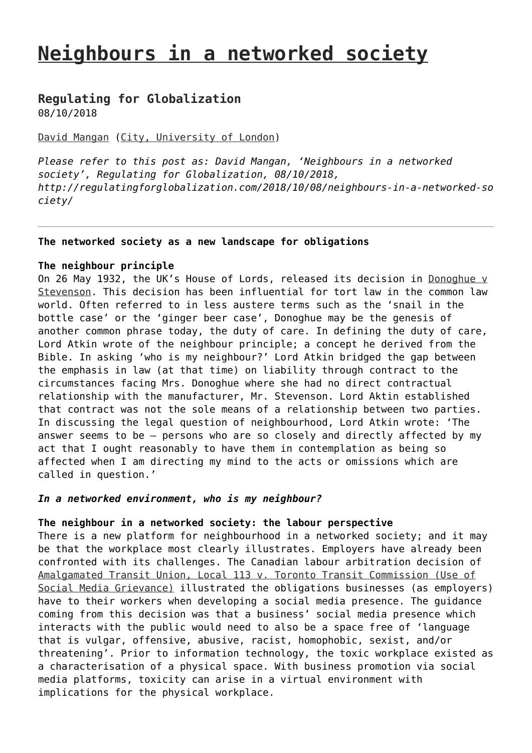# Neighbours in a networked society

## Regulating for Globalization

08/10/2018

David Mangan (City, University of London)

*Please refer to this post as: David Mangan, 'Neighbours in a networked society', Regulating for Globalization, 08/10/2018, http://regulatingforglobalization.com/2018/10/08/neighbours-in-a-networked-society/*

---

**The networked society as a new landscape for obligations**

**The neighbour principle**

On 26 May 1932, the UK's House of Lords, released its decision in Donoghue v Stevenson. This decision has been influential for tort law in the common law world. Often referred to in less austere terms such as the 'snail in the bottle case' or the 'ginger beer case', Donoghue may be the genesis of another common phrase today, the duty of care. In defining the duty of care, Lord Atkin wrote of the neighbour principle; a concept he derived from the Bible. In asking 'who is my neighbour?' Lord Atkin bridged the gap between the emphasis in law (at that time) on liability through contract to the circumstances facing Mrs. Donoghue where she had no direct contractual relationship with the manufacturer, Mr. Stevenson. Lord Aktin established that contract was not the sole means of a relationship between two parties. In discussing the legal question of neighbourhood, Lord Atkin wrote: 'The answer seems to be – persons who are so closely and directly affected by my act that I ought reasonably to have them in contemplation as being so affected when I am directing my mind to the acts or omissions which are called in question.'

***In a networked environment, who is my neighbour?***

**The neighbour in a networked society: the labour perspective**

There is a new platform for neighbourhood in a networked society; and it may be that the workplace most clearly illustrates. Employers have already been confronted with its challenges. The Canadian labour arbitration decision of Amalgamated Transit Union, Local 113 v. Toronto Transit Commission (Use of Social Media Grievance) illustrated the obligations businesses (as employers) have to their workers when developing a social media presence. The guidance coming from this decision was that a business' social media presence which interacts with the public would need to also be a space free of 'language that is vulgar, offensive, abusive, racist, homophobic, sexist, and/or threatening'. Prior to information technology, the toxic workplace existed as a characterisation of a physical space. With business promotion via social media platforms, toxicity can arise in a virtual environment with implications for the physical workplace.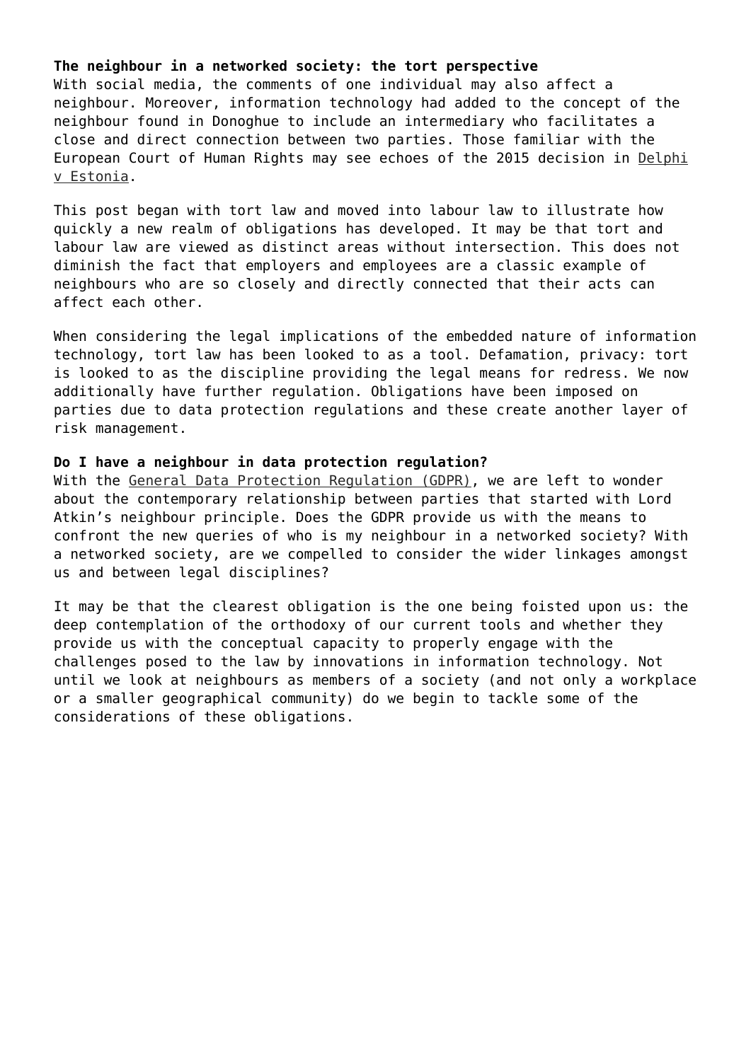**The neighbour in a networked society: the tort perspective**

With social media, the comments of one individual may also affect a neighbour. Moreover, information technology had added to the concept of the neighbour found in Donoghue to include an intermediary who facilitates a close and direct connection between two parties. Those familiar with the European Court of Human Rights may see echoes of the 2015 decision in Delphi v Estonia.

This post began with tort law and moved into labour law to illustrate how quickly a new realm of obligations has developed. It may be that tort and labour law are viewed as distinct areas without intersection. This does not diminish the fact that employers and employees are a classic example of neighbours who are so closely and directly connected that their acts can affect each other.

When considering the legal implications of the embedded nature of information technology, tort law has been looked to as a tool. Defamation, privacy: tort is looked to as the discipline providing the legal means for redress. We now additionally have further regulation. Obligations have been imposed on parties due to data protection regulations and these create another layer of risk management.

**Do I have a neighbour in data protection regulation?**

With the General Data Protection Regulation (GDPR), we are left to wonder about the contemporary relationship between parties that started with Lord Atkin's neighbour principle. Does the GDPR provide us with the means to confront the new queries of who is my neighbour in a networked society? With a networked society, are we compelled to consider the wider linkages amongst us and between legal disciplines?

It may be that the clearest obligation is the one being foisted upon us: the deep contemplation of the orthodoxy of our current tools and whether they provide us with the conceptual capacity to properly engage with the challenges posed to the law by innovations in information technology. Not until we look at neighbours as members of a society (and not only a workplace or a smaller geographical community) do we begin to tackle some of the considerations of these obligations.